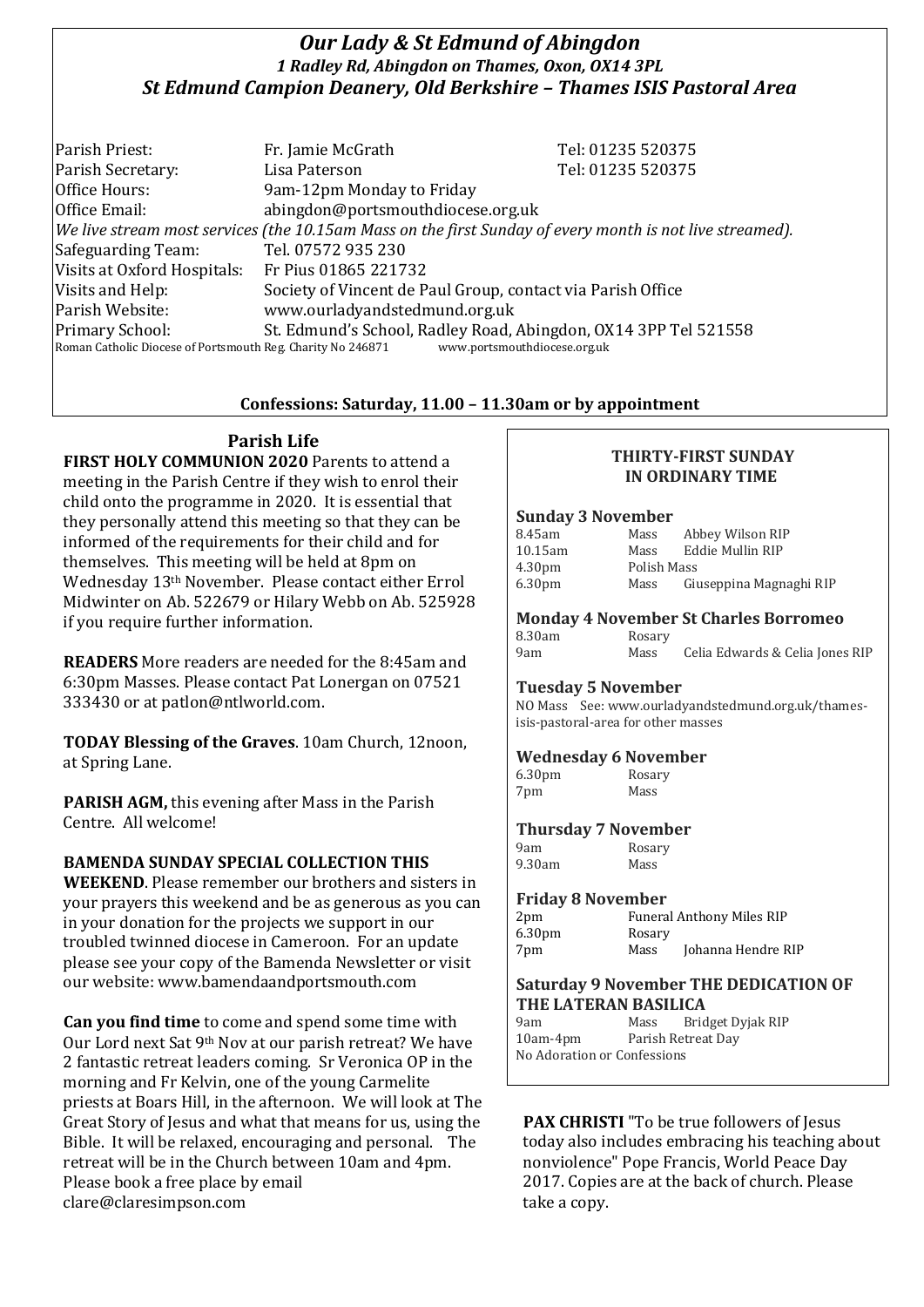# *Our Lady & St Edmund of Abingdon*

### *1 Radley Rd, Abingdon on Thames, Oxon, OX14 3PL*

### *St Edmund Campion Deanery, Old Berkshire – Thames ISIS Pastoral Area*

| | | |
|---|---|---|
| Parish Priest: | Fr. Jamie McGrath | Tel: 01235 520375 |
| Parish Secretary: | Lisa Paterson | Tel: 01235 520375 |
| Office Hours: | 9am-12pm Monday to Friday | |
| Office Email: | abingdon@portsmouthdiocese.org.uk | |

*We live stream most services (the 10.15am Mass on the first Sunday of every month is not live streamed).*

| | |
|---|---|
| Safeguarding Team: | Tel. 07572 935 230 |
| Visits at Oxford Hospitals: | Fr Pius 01865 221732 |
| Visits and Help: | Society of Vincent de Paul Group, contact via Parish Office |
| Parish Website: | www.ourladyandstedmund.org.uk |
| Primary School: | St. Edmund's School, Radley Road, Abingdon, OX14 3PP Tel 521558 |

Roman Catholic Diocese of Portsmouth Reg. Charity No 246871 www.portsmouthdiocese.org.uk

**Confessions: Saturday, 11.00 – 11.30am or by appointment**

## Parish Life

**FIRST HOLY COMMUNION 2020** Parents to attend a meeting in the Parish Centre if they wish to enrol their child onto the programme in 2020. It is essential that they personally attend this meeting so that they can be informed of the requirements for their child and for themselves. This meeting will be held at 8pm on Wednesday 13th November. Please contact either Errol Midwinter on Ab. 522679 or Hilary Webb on Ab. 525928 if you require further information.

**READERS** More readers are needed for the 8:45am and 6:30pm Masses. Please contact Pat Lonergan on 07521 333430 or at patlon@ntlworld.com.

**TODAY Blessing of the Graves**. 10am Church, 12noon, at Spring Lane.

**PARISH AGM,** this evening after Mass in the Parish Centre. All welcome!

**BAMENDA SUNDAY SPECIAL COLLECTION THIS WEEKEND**. Please remember our brothers and sisters in your prayers this weekend and be as generous as you can in your donation for the projects we support in our troubled twinned diocese in Cameroon. For an update please see your copy of the Bamenda Newsletter or visit our website: www.bamendaandportsmouth.com

**Can you find time** to come and spend some time with Our Lord next Sat 9th Nov at our parish retreat? We have 2 fantastic retreat leaders coming. Sr Veronica OP in the morning and Fr Kelvin, one of the young Carmelite priests at Boars Hill, in the afternoon. We will look at The Great Story of Jesus and what that means for us, using the Bible. It will be relaxed, encouraging and personal. The retreat will be in the Church between 10am and 4pm. Please book a free place by email clare@claresimpson.com

## THIRTY-FIRST SUNDAY IN ORDINARY TIME

### Sunday 3 November

| | | |
|---|---|---|
| 8.45am | Mass | Abbey Wilson RIP |
| 10.15am | Mass | Eddie Mullin RIP |
| 4.30pm | Polish Mass | |
| 6.30pm | Mass | Giuseppina Magnaghi RIP |

### Monday 4 November St Charles Borromeo

| | | |
|---|---|---|
| 8.30am | Rosary | |
| 9am | Mass | Celia Edwards & Celia Jones RIP |

### Tuesday 5 November

NO Mass See: www.ourladyandstedmund.org.uk/thames-isis-pastoral-area for other masses

### Wednesday 6 November

| | |
|---|---|
| 6.30pm | Rosary |
| 7pm | Mass |

### Thursday 7 November

| | |
|---|---|
| 9am | Rosary |
| 9.30am | Mass |

### Friday 8 November

| | | |
|---|---|---|
| 2pm | Funeral Anthony Miles RIP | |
| 6.30pm | Rosary | |
| 7pm | Mass | Johanna Hendre RIP |

### Saturday 9 November THE DEDICATION OF THE LATERAN BASILICA

| | | |
|---|---|---|
| 9am | Mass | Bridget Dyjak RIP |
| 10am-4pm | Parish Retreat Day | |

No Adoration or Confessions

**PAX CHRISTI** "To be true followers of Jesus today also includes embracing his teaching about nonviolence" Pope Francis, World Peace Day 2017. Copies are at the back of church. Please take a copy.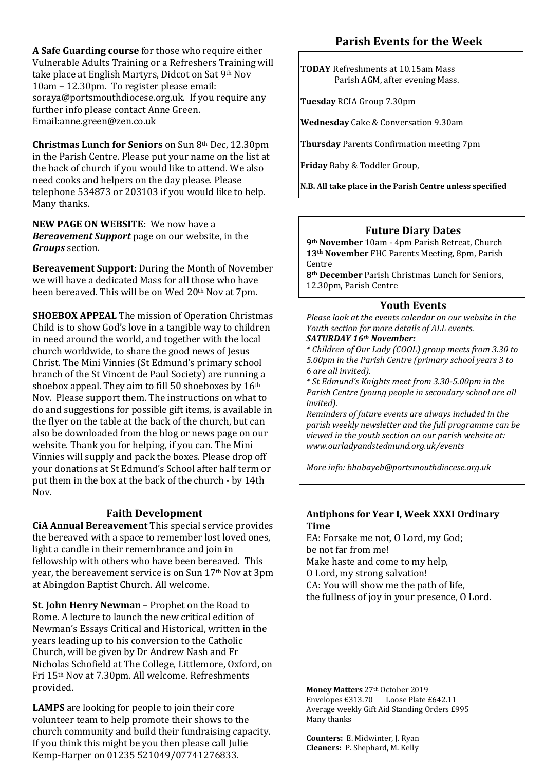**A Safe Guarding course** for those who require either Vulnerable Adults Training or a Refreshers Training will take place at English Martyrs, Didcot on Sat 9th Nov 10am – 12.30pm. To register please email: soraya@portsmouthdiocese.org.uk. If you require any further info please contact Anne Green. Email:anne.green@zen.co.uk

**Christmas Lunch for Seniors** on Sun 8th Dec, 12.30pm in the Parish Centre. Please put your name on the list at the back of church if you would like to attend. We also need cooks and helpers on the day please. Please telephone 534873 or 203103 if you would like to help. Many thanks.

**NEW PAGE ON WEBSITE:** We now have a ***Bereavement Support*** page on our website, in the ***Groups*** section.

**Bereavement Support:** During the Month of November we will have a dedicated Mass for all those who have been bereaved. This will be on Wed 20th Nov at 7pm.

**SHOEBOX APPEAL** The mission of Operation Christmas Child is to show God's love in a tangible way to children in need around the world, and together with the local church worldwide, to share the good news of Jesus Christ. The Mini Vinnies (St Edmund's primary school branch of the St Vincent de Paul Society) are running a shoebox appeal. They aim to fill 50 shoeboxes by 16th Nov. Please support them. The instructions on what to do and suggestions for possible gift items, is available in the flyer on the table at the back of the church, but can also be downloaded from the blog or news page on our website. Thank you for helping, if you can. The Mini Vinnies will supply and pack the boxes. Please drop off your donations at St Edmund's School after half term or put them in the box at the back of the church - by 14th Nov.

## Faith Development

**CiA Annual Bereavement** This special service provides the bereaved with a space to remember lost loved ones, light a candle in their remembrance and join in fellowship with others who have been bereaved. This year, the bereavement service is on Sun 17th Nov at 3pm at Abingdon Baptist Church. All welcome.

**St. John Henry Newman** – Prophet on the Road to Rome. A lecture to launch the new critical edition of Newman's Essays Critical and Historical, written in the years leading up to his conversion to the Catholic Church, will be given by Dr Andrew Nash and Fr Nicholas Schofield at The College, Littlemore, Oxford, on Fri 15th Nov at 7.30pm. All welcome. Refreshments provided.

**LAMPS** are looking for people to join their core volunteer team to help promote their shows to the church community and build their fundraising capacity. If you think this might be you then please call Julie Kemp-Harper on 01235 521049/07741276833.

## Parish Events for the Week

**TODAY** Refreshments at 10.15am Mass
Parish AGM, after evening Mass.

**Tuesday** RCIA Group 7.30pm

**Wednesday** Cake & Conversation 9.30am

**Thursday** Parents Confirmation meeting 7pm

**Friday** Baby & Toddler Group,

**N.B. All take place in the Parish Centre unless specified**

## Future Diary Dates

**9th November** 10am - 4pm Parish Retreat, Church
**13th November** FHC Parents Meeting, 8pm, Parish Centre
**8th December** Parish Christmas Lunch for Seniors, 12.30pm, Parish Centre

## Youth Events

*Please look at the events calendar on our website in the Youth section for more details of ALL events.*
***SATURDAY 16th November:***
*\* Children of Our Lady (COOL) group meets from 3.30 to 5.00pm in the Parish Centre (primary school years 3 to 6 are all invited).*
*\* St Edmund's Knights meet from 3.30-5.00pm in the Parish Centre (young people in secondary school are all invited).*
*Reminders of future events are always included in the parish weekly newsletter and the full programme can be viewed in the youth section on our parish website at: www.ourladyandstedmund.org.uk/events*

*More info: bhabayeb@portsmouthdiocese.org.uk*

### Antiphons for Year I, Week XXXI Ordinary Time

EA: Forsake me not, O Lord, my God;
be not far from me!
Make haste and come to my help,
O Lord, my strong salvation!
CA: You will show me the path of life,
the fullness of joy in your presence, O Lord.

**Money Matters** 27th October 2019
Envelopes £313.70 Loose Plate £642.11
Average weekly Gift Aid Standing Orders £995
Many thanks

**Counters:** E. Midwinter, J. Ryan
**Cleaners:** P. Shephard, M. Kelly